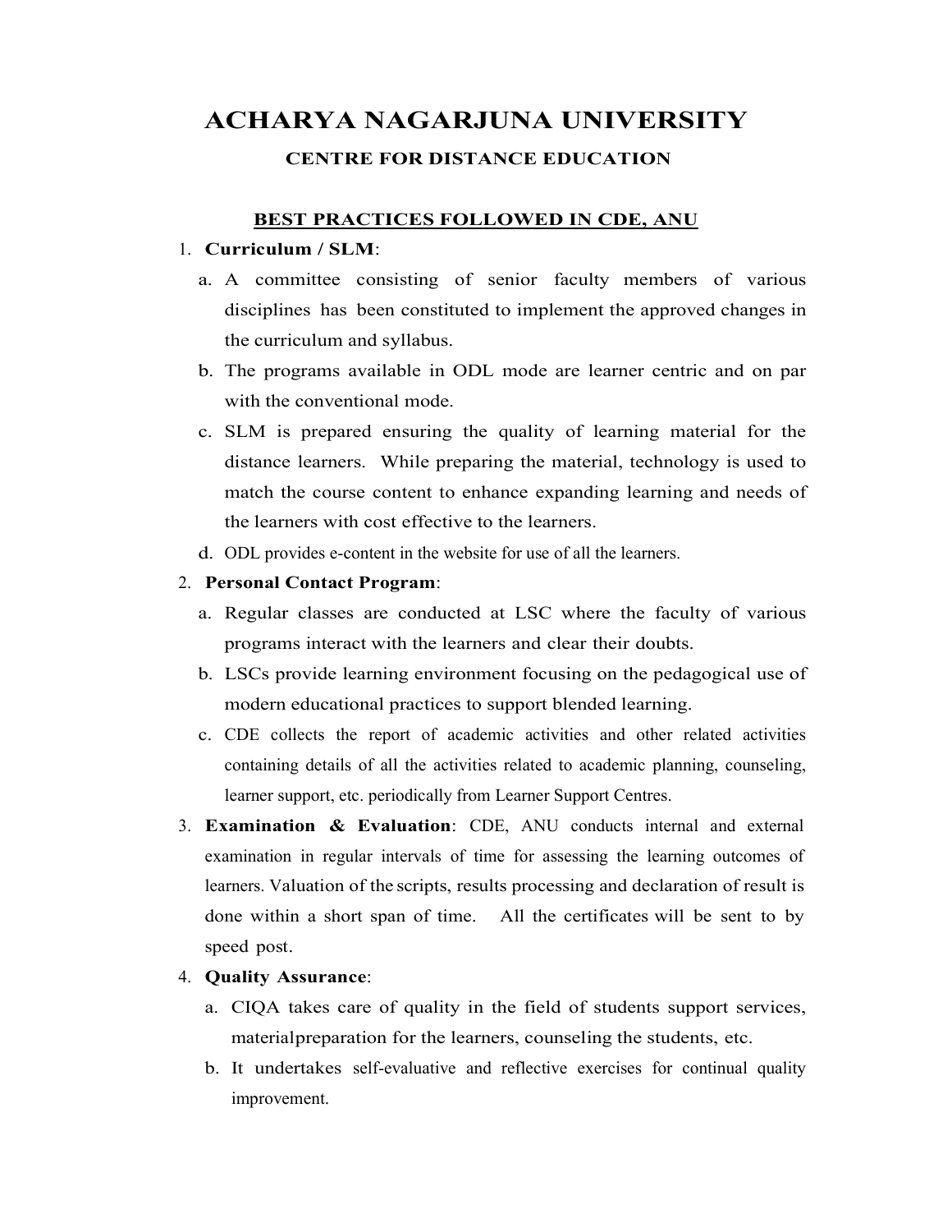# ACHARYA NAGARJUNA UNIVERSITY

## CENTRE FOR DISTANCE EDUCATION

### BEST PRACTICES FOLLOWED IN CDE, ANU

1. **Curriculum / SLM**:
   a. A committee consisting of senior faculty members of various disciplines has been constituted to implement the approved changes in the curriculum and syllabus.
   b. The programs available in ODL mode are learner centric and on par with the conventional mode.
   c. SLM is prepared ensuring the quality of learning material for the distance learners. While preparing the material, technology is used to match the course content to enhance expanding learning and needs of the learners with cost effective to the learners.
   d. ODL provides e-content in the website for use of all the learners.
2. **Personal Contact Program**:
   a. Regular classes are conducted at LSC where the faculty of various programs interact with the learners and clear their doubts.
   b. LSCs provide learning environment focusing on the pedagogical use of modern educational practices to support blended learning.
   c. CDE collects the report of academic activities and other related activities containing details of all the activities related to academic planning, counseling, learner support, etc. periodically from Learner Support Centres.
3. **Examination & Evaluation**: CDE, ANU conducts internal and external examination in regular intervals of time for assessing the learning outcomes of learners. Valuation of the scripts, results processing and declaration of result is done within a short span of time. All the certificates will be sent to by speed post.
4. **Quality Assurance**:
   a. CIQA takes care of quality in the field of students support services, materialpreparation for the learners, counseling the students, etc.
   b. It undertakes self-evaluative and reflective exercises for continual quality improvement.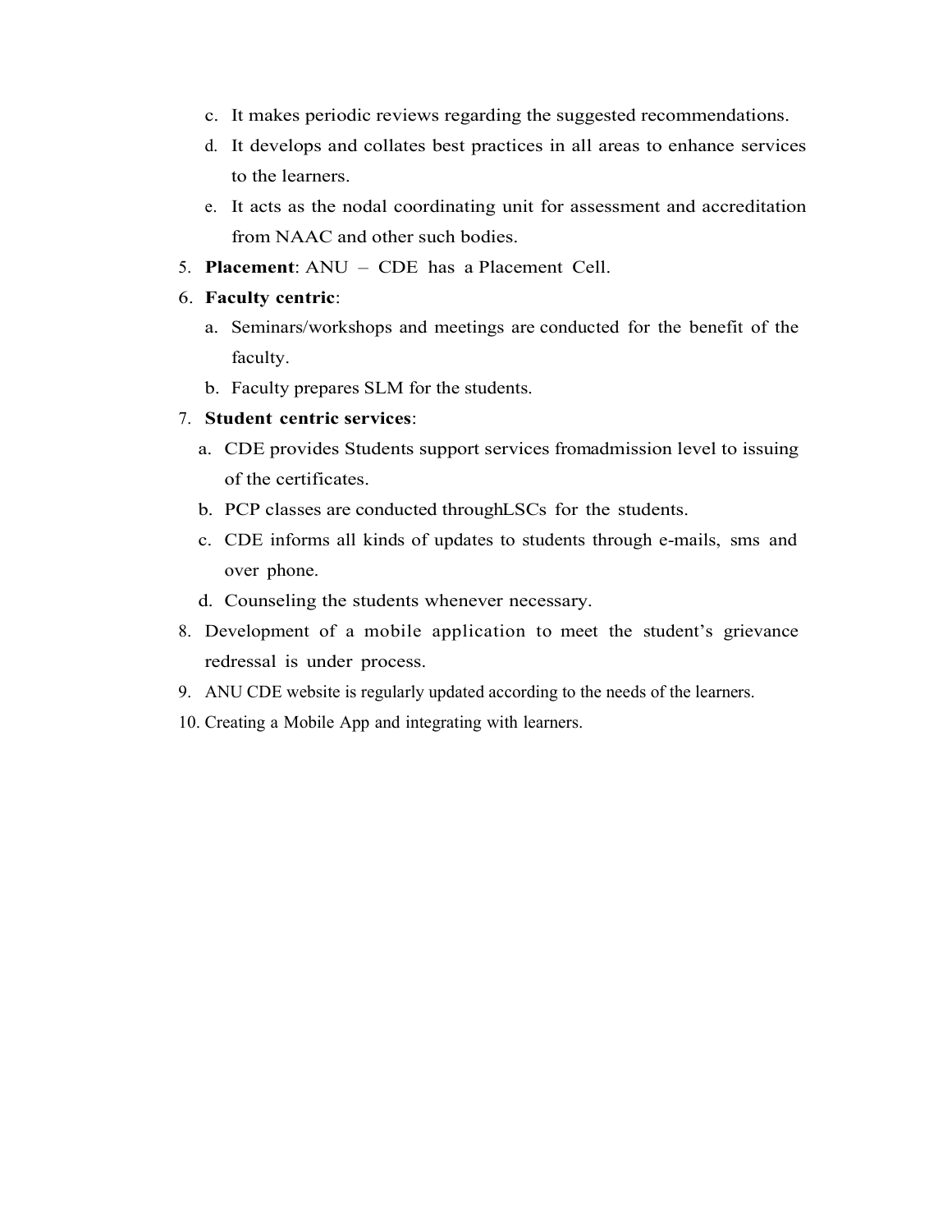c. It makes periodic reviews regarding the suggested recommendations.
   d. It develops and collates best practices in all areas to enhance services to the learners.
   e. It acts as the nodal coordinating unit for assessment and accreditation from NAAC and other such bodies.
5. **Placement**: ANU – CDE has a Placement Cell.
6. **Faculty centric**:
   a. Seminars/workshops and meetings are conducted for the benefit of the faculty.
   b. Faculty prepares SLM for the students.
7. **Student centric services**:
   a. CDE provides Students support services fromadmission level to issuing of the certificates.
   b. PCP classes are conducted throughLSCs for the students.
   c. CDE informs all kinds of updates to students through e-mails, sms and over phone.
   d. Counseling the students whenever necessary.
8. Development of a mobile application to meet the student's grievance redressal is under process.
9. ANU CDE website is regularly updated according to the needs of the learners.
10. Creating a Mobile App and integrating with learners.